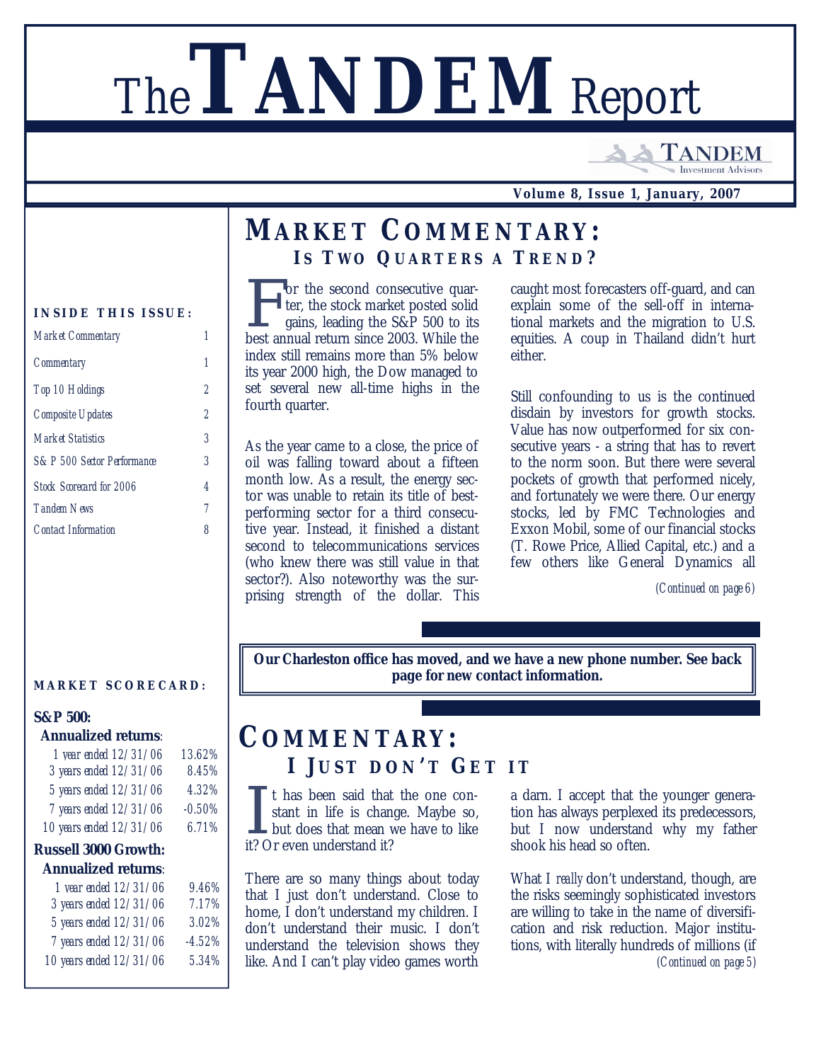# The TANDEM Report

TANDEM Investment Advisors

**Volume 8, Issue 1, January, 2007**

**INSIDE THIS ISSUE:**

| | |
|---|---|
| Market Commentary | 1 |
| Commentary | 1 |
| Top 10 Holdings | 2 |
| Composite Updates | 2 |
| Market Statistics | 3 |
| S&P 500 Sector Performance | 3 |
| Stock Scorecard for 2006 | 4 |
| Tandem News | 7 |
| Contact Information | 8 |

**MARKET SCORECARD:**

**S&P 500:**

**Annualized returns:**

| | |
|---|---|
| 1 year ended 12/31/06 | 13.62% |
| 3 years ended 12/31/06 | 8.45% |
| 5 years ended 12/31/06 | 4.32% |
| 7 years ended 12/31/06 | -0.50% |
| 10 years ended 12/31/06 | 6.71% |

**Russell 3000 Growth:**

**Annualized returns:**

| | |
|---|---|
| 1 year ended 12/31/06 | 9.46% |
| 3 years ended 12/31/06 | 7.17% |
| 5 years ended 12/31/06 | 3.02% |
| 7 years ended 12/31/06 | -4.52% |
| 10 years ended 12/31/06 | 5.34% |

## MARKET COMMENTARY:

### IS TWO QUARTERS A TREND?

For the second consecutive quarter, the stock market posted solid gains, leading the S&P 500 to its best annual return since 2003. While the index still remains more than 5% below its year 2000 high, the Dow managed to set several new all-time highs in the fourth quarter.

As the year came to a close, the price of oil was falling toward about a fifteen month low. As a result, the energy sector was unable to retain its title of best-performing sector for a third consecutive year. Instead, it finished a distant second to telecommunications services (who knew there was still value in that sector?). Also noteworthy was the surprising strength of the dollar. This caught most forecasters off-guard, and can explain some of the sell-off in international markets and the migration to U.S. equities. A coup in Thailand didn't hurt either.

Still confounding to us is the continued disdain by investors for growth stocks. Value has now outperformed for six consecutive years - a string that has to revert to the norm soon. But there were several pockets of growth that performed nicely, and fortunately we were there. Our energy stocks, led by FMC Technologies and Exxon Mobil, some of our financial stocks (T. Rowe Price, Allied Capital, etc.) and a few others like General Dynamics all

*(Continued on page 6)*

**Our Charleston office has moved, and we have a new phone number. See back page for new contact information.**

## COMMENTARY:

### I JUST DON'T GET IT

It has been said that the one constant in life is change. Maybe so, but does that mean we have to like it? Or even understand it?

There are so many things about today that I just don't understand. Close to home, I don't understand my children. I don't understand their music. I don't understand the television shows they like. And I can't play video games worth a darn. I accept that the younger generation has always perplexed its predecessors, but I now understand why my father shook his head so often.

What I *really* don't understand, though, are the risks seemingly sophisticated investors are willing to take in the name of diversification and risk reduction. Major institutions, with literally hundreds of millions (if

*(Continued on page 5)*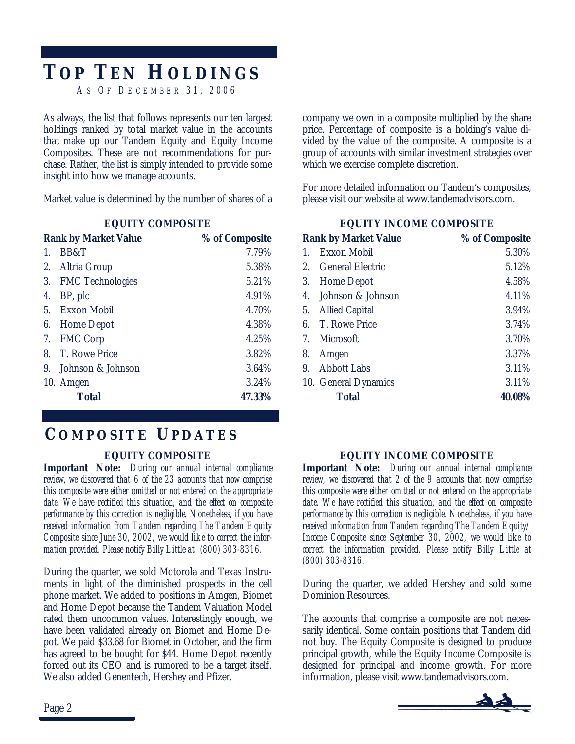# TOP TEN HOLDINGS

AS OF DECEMBER 31, 2006

As always, the list that follows represents our ten largest holdings ranked by total market value in the accounts that make up our Tandem Equity and Equity Income Composites. These are not recommendations for purchase. Rather, the list is simply intended to provide some insight into how we manage accounts.

Market value is determined by the number of shares of a company we own in a composite multiplied by the share price. Percentage of composite is a holding's value divided by the value of the composite. A composite is a group of accounts with similar investment strategies over which we exercise complete discretion.

For more detailed information on Tandem's composites, please visit our website at www.tandemadvisors.com.

### EQUITY COMPOSITE

| Rank by Market Value | % of Composite |
|---|---|
| 1. BB&T | 7.79% |
| 2. Altria Group | 5.38% |
| 3. FMC Technologies | 5.21% |
| 4. BP, plc | 4.91% |
| 5. Exxon Mobil | 4.70% |
| 6. Home Depot | 4.38% |
| 7. FMC Corp | 4.25% |
| 8. T. Rowe Price | 3.82% |
| 9. Johnson & Johnson | 3.64% |
| 10. Amgen | 3.24% |
| **Total** | **47.33%** |

### EQUITY INCOME COMPOSITE

| Rank by Market Value | % of Composite |
|---|---|
| 1. Exxon Mobil | 5.30% |
| 2. General Electric | 5.12% |
| 3. Home Depot | 4.58% |
| 4. Johnson & Johnson | 4.11% |
| 5. Allied Capital | 3.94% |
| 6. T. Rowe Price | 3.74% |
| 7. Microsoft | 3.70% |
| 8. Amgen | 3.37% |
| 9. Abbott Labs | 3.11% |
| 10. General Dynamics | 3.11% |
| **Total** | **40.08%** |

# COMPOSITE UPDATES

### EQUITY COMPOSITE

**Important Note:** *During our annual internal compliance review, we discovered that 6 of the 23 accounts that now comprise this composite were either omitted or not entered on the appropriate date. We have rectified this situation, and the effect on composite performance by this correction is negligible. Nonetheless, if you have received information from Tandem regarding The Tandem Equity Composite since June 30, 2002, we would like to correct the information provided. Please notify Billy Little at (800) 303-8316.*

During the quarter, we sold Motorola and Texas Instruments in light of the diminished prospects in the cell phone market. We added to positions in Amgen, Biomet and Home Depot because the Tandem Valuation Model rated them uncommon values. Interestingly enough, we have been validated already on Biomet and Home Depot. We paid $33.68 for Biomet in October, and the firm has agreed to be bought for $44. Home Depot recently forced out its CEO and is rumored to be a target itself. We also added Genentech, Hershey and Pfizer.

### EQUITY INCOME COMPOSITE

**Important Note:** *During our annual internal compliance review, we discovered that 2 of the 9 accounts that now comprise this composite were either omitted or not entered on the appropriate date. We have rectified this situation, and the effect on composite performance by this correction is negligible. Nonetheless, if you have received information from Tandem regarding The Tandem Equity/Income Composite since September 30, 2002, we would like to correct the information provided. Please notify Billy Little at (800) 303-8316.*

During the quarter, we added Hershey and sold some Dominion Resources.

The accounts that comprise a composite are not necessarily identical. Some contain positions that Tandem did not buy. The Equity Composite is designed to produce principal growth, while the Equity Income Composite is designed for principal and income growth. For more information, please visit www.tandemadvisors.com.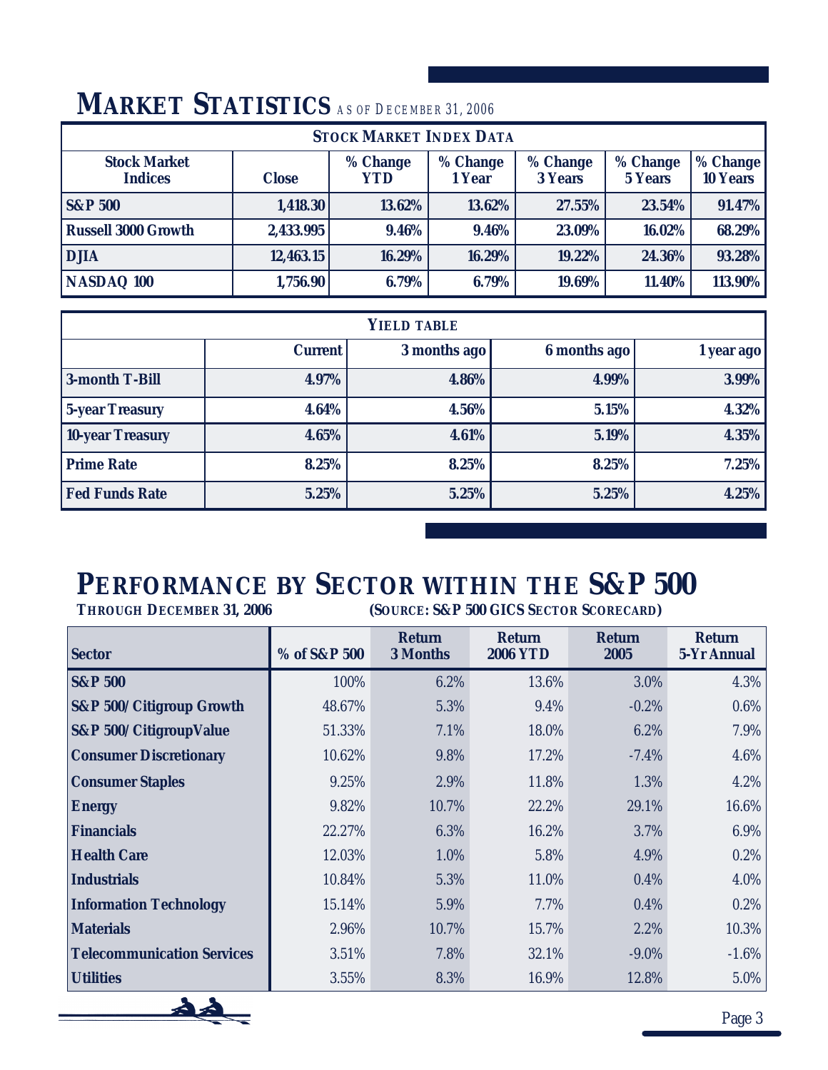# MARKET STATISTICS AS OF DECEMBER 31, 2006

| STOCK MARKET INDEX DATA | | | | | | |
|---|---|---|---|---|---|---|
| **Stock Market Indices** | **Close** | **% Change YTD** | **% Change 1 Year** | **% Change 3 Years** | **% Change 5 Years** | **% Change 10 Years** |
| **S&P 500** | 1,418.30 | 13.62% | 13.62% | 27.55% | 23.54% | 91.47% |
| **Russell 3000 Growth** | 2,433.995 | 9.46% | 9.46% | 23.09% | 16.02% | 68.29% |
| **DJIA** | 12,463.15 | 16.29% | 16.29% | 19.22% | 24.36% | 93.28% |
| **NASDAQ 100** | 1,756.90 | 6.79% | 6.79% | 19.69% | 11.40% | 113.90% |

| YIELD TABLE | | | | |
|---|---|---|---|---|
| | **Current** | **3 months ago** | **6 months ago** | **1 year ago** |
| **3-month T-Bill** | 4.97% | 4.86% | 4.99% | 3.99% |
| **5-year Treasury** | 4.64% | 4.56% | 5.15% | 4.32% |
| **10-year Treasury** | 4.65% | 4.61% | 5.19% | 4.35% |
| **Prime Rate** | 8.25% | 8.25% | 8.25% | 7.25% |
| **Fed Funds Rate** | 5.25% | 5.25% | 5.25% | 4.25% |

# PERFORMANCE BY SECTOR WITHIN THE S&P 500

**THROUGH DECEMBER 31, 2006** **(SOURCE: S&P 500 GICS SECTOR SCORECARD)**

| Sector | % of S&P 500 | Return 3 Months | Return 2006 YTD | Return 2005 | Return 5-Yr Annual |
|---|---|---|---|---|---|
| **S&P 500** | 100% | 6.2% | 13.6% | 3.0% | 4.3% |
| **S&P 500/Citigroup Growth** | 48.67% | 5.3% | 9.4% | -0.2% | 0.6% |
| **S&P 500/CitigroupValue** | 51.33% | 7.1% | 18.0% | 6.2% | 7.9% |
| **Consumer Discretionary** | 10.62% | 9.8% | 17.2% | -7.4% | 4.6% |
| **Consumer Staples** | 9.25% | 2.9% | 11.8% | 1.3% | 4.2% |
| **Energy** | 9.82% | 10.7% | 22.2% | 29.1% | 16.6% |
| **Financials** | 22.27% | 6.3% | 16.2% | 3.7% | 6.9% |
| **Health Care** | 12.03% | 1.0% | 5.8% | 4.9% | 0.2% |
| **Industrials** | 10.84% | 5.3% | 11.0% | 0.4% | 4.0% |
| **Information Technology** | 15.14% | 5.9% | 7.7% | 0.4% | 0.2% |
| **Materials** | 2.96% | 10.7% | 15.7% | 2.2% | 10.3% |
| **Telecommunication Services** | 3.51% | 7.8% | 32.1% | -9.0% | -1.6% |
| **Utilities** | 3.55% | 8.3% | 16.9% | 12.8% | 5.0% |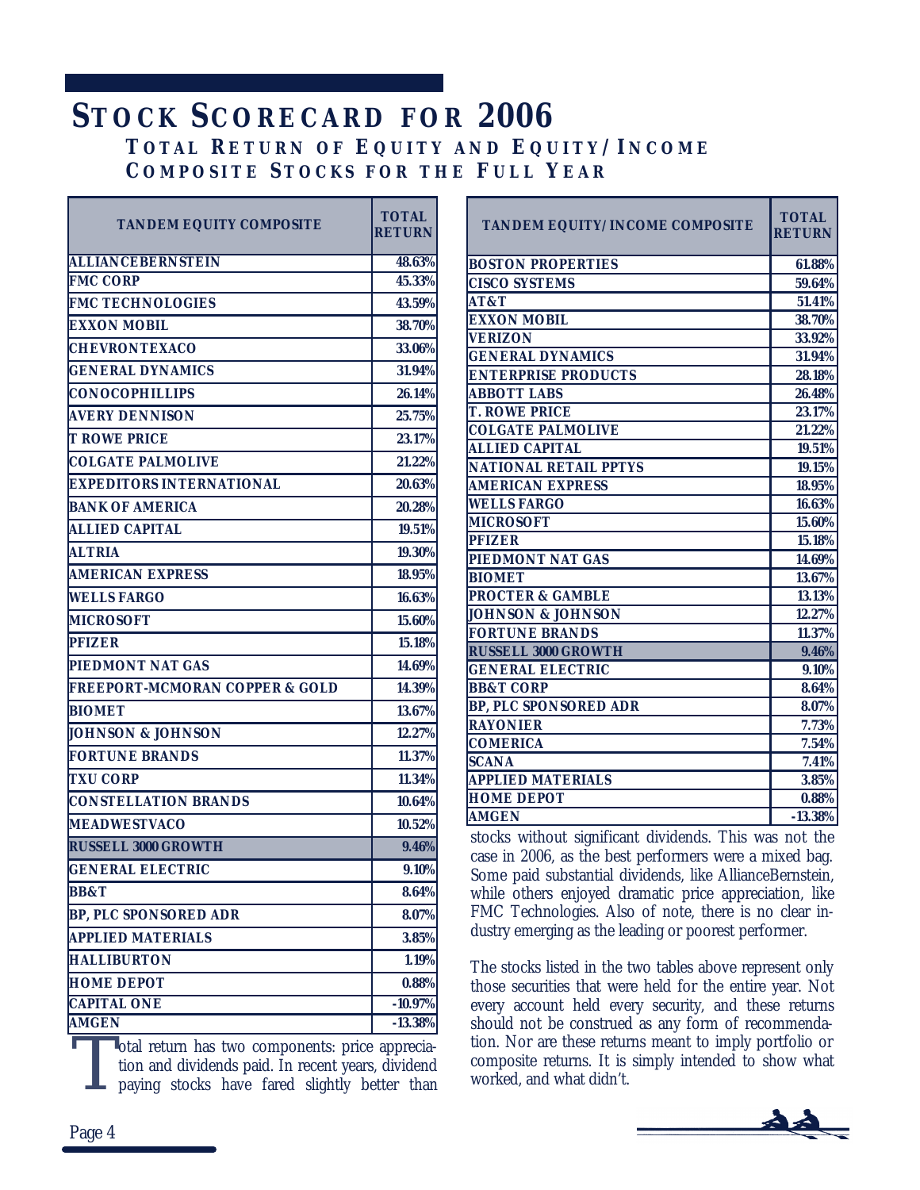# STOCK SCORECARD FOR 2006

## TOTAL RETURN OF EQUITY AND EQUITY/INCOME COMPOSITE STOCKS FOR THE FULL YEAR

| TANDEM EQUITY COMPOSITE | TOTAL RETURN |
|---|---|
| ALLIANCEBERNSTEIN | 48.63% |
| FMC CORP | 45.33% |
| FMC TECHNOLOGIES | 43.59% |
| EXXON MOBIL | 38.70% |
| CHEVRONTEXACO | 33.06% |
| GENERAL DYNAMICS | 31.94% |
| CONOCOPHILLIPS | 26.14% |
| AVERY DENNISON | 25.75% |
| T ROWE PRICE | 23.17% |
| COLGATE PALMOLIVE | 21.22% |
| EXPEDITORS INTERNATIONAL | 20.63% |
| BANK OF AMERICA | 20.28% |
| ALLIED CAPITAL | 19.51% |
| ALTRIA | 19.30% |
| AMERICAN EXPRESS | 18.95% |
| WELLS FARGO | 16.63% |
| MICROSOFT | 15.60% |
| PFIZER | 15.18% |
| PIEDMONT NAT GAS | 14.69% |
| FREEPORT-MCMORAN COPPER & GOLD | 14.39% |
| BIOMET | 13.67% |
| JOHNSON & JOHNSON | 12.27% |
| FORTUNE BRANDS | 11.37% |
| TXU CORP | 11.34% |
| CONSTELLATION BRANDS | 10.64% |
| MEADWESTVACO | 10.52% |
| RUSSELL 3000 GROWTH | 9.46% |
| GENERAL ELECTRIC | 9.10% |
| BB&T | 8.64% |
| BP, PLC SPONSORED ADR | 8.07% |
| APPLIED MATERIALS | 3.85% |
| HALLIBURTON | 1.19% |
| HOME DEPOT | 0.88% |
| CAPITAL ONE | -10.97% |
| AMGEN | -13.38% |

| TANDEM EQUITY/INCOME COMPOSITE | TOTAL RETURN |
|---|---|
| BOSTON PROPERTIES | 61.88% |
| CISCO SYSTEMS | 59.64% |
| AT&T | 51.41% |
| EXXON MOBIL | 38.70% |
| VERIZON | 33.92% |
| GENERAL DYNAMICS | 31.94% |
| ENTERPRISE PRODUCTS | 28.18% |
| ABBOTT LABS | 26.48% |
| T. ROWE PRICE | 23.17% |
| COLGATE PALMOLIVE | 21.22% |
| ALLIED CAPITAL | 19.51% |
| NATIONAL RETAIL PPTYS | 19.15% |
| AMERICAN EXPRESS | 18.95% |
| WELLS FARGO | 16.63% |
| MICROSOFT | 15.60% |
| PFIZER | 15.18% |
| PIEDMONT NAT GAS | 14.69% |
| BIOMET | 13.67% |
| PROCTER & GAMBLE | 13.13% |
| JOHNSON & JOHNSON | 12.27% |
| FORTUNE BRANDS | 11.37% |
| RUSSELL 3000 GROWTH | 9.46% |
| GENERAL ELECTRIC | 9.10% |
| BB&T CORP | 8.64% |
| BP, PLC SPONSORED ADR | 8.07% |
| RAYONIER | 7.73% |
| COMERICA | 7.54% |
| SCANA | 7.41% |
| APPLIED MATERIALS | 3.85% |
| HOME DEPOT | 0.88% |
| AMGEN | -13.38% |

Total return has two components: price appreciation and dividends paid. In recent years, dividend paying stocks have fared slightly better than stocks without significant dividends. This was not the case in 2006, as the best performers were a mixed bag. Some paid substantial dividends, like AllianceBernstein, while others enjoyed dramatic price appreciation, like FMC Technologies. Also of note, there is no clear industry emerging as the leading or poorest performer.

The stocks listed in the two tables above represent only those securities that were held for the entire year. Not every account held every security, and these returns should not be construed as any form of recommendation. Nor are these returns meant to imply portfolio or composite returns. It is simply intended to show what worked, and what didn't.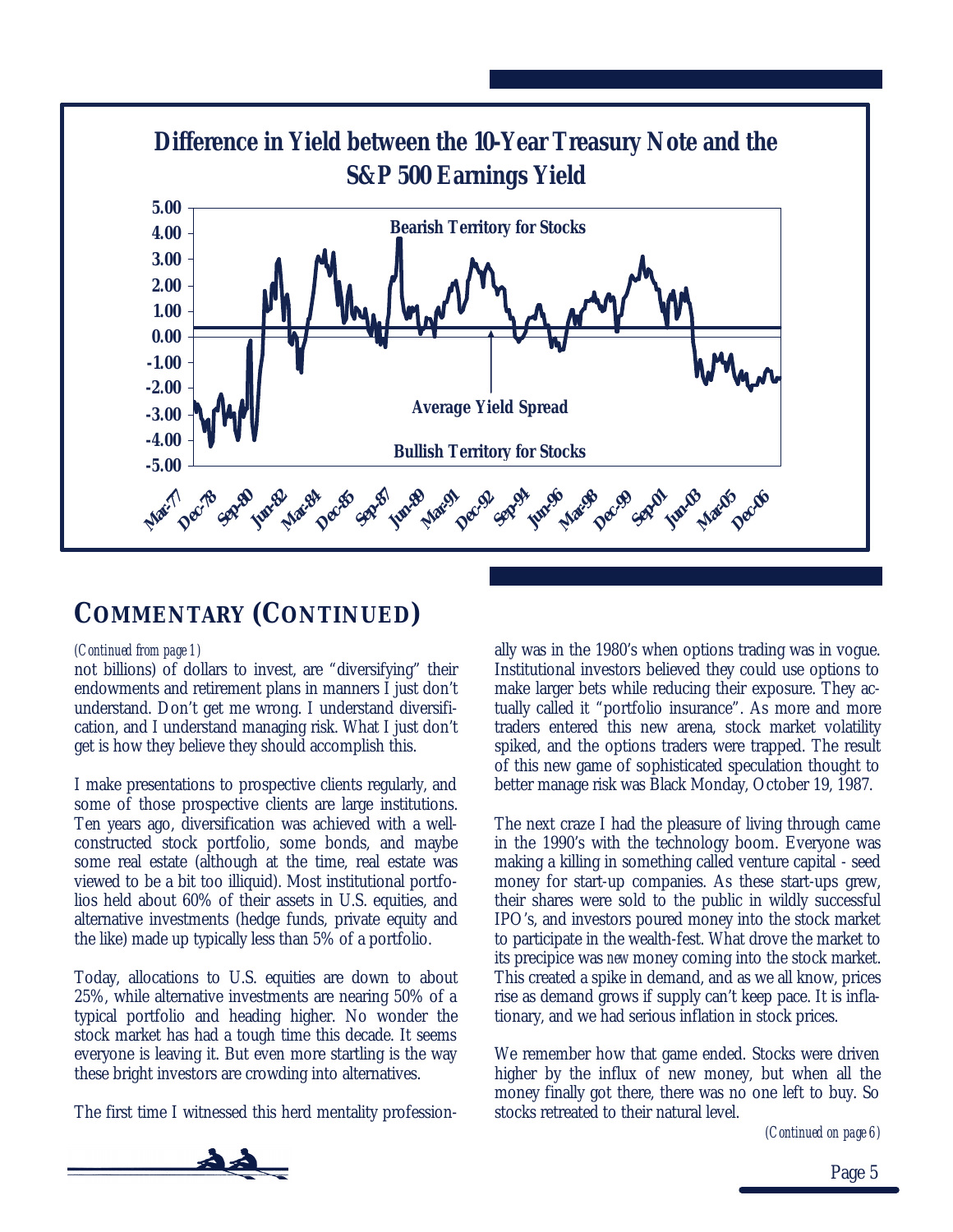**Difference in Yield between the 10-Year Treasury Note and the S&P 500 Earnings Yield**

5.00
4.00
3.00
2.00
1.00
0.00
-1.00
-2.00
-3.00
-4.00
-5.00

Bearish Territory for Stocks

Average Yield Spread

Bullish Territory for Stocks

Mar-77 Dec-78 Sep-80 Jun-82 Mar-84 Dec-85 Sep-87 Jun-89 Mar-91 Dec-92 Sep-94 Jun-96 Mar-98 Dec-99 Sep-01 Jun-03 Mar-05 Dec-06

## COMMENTARY (CONTINUED)

*(Continued from page 1)*

not billions) of dollars to invest, are "diversifying" their endowments and retirement plans in manners I just don't understand. Don't get me wrong. I understand diversification, and I understand managing risk. What I just don't get is how they believe they should accomplish this.

I make presentations to prospective clients regularly, and some of those prospective clients are large institutions. Ten years ago, diversification was achieved with a well-constructed stock portfolio, some bonds, and maybe some real estate (although at the time, real estate was viewed to be a bit too illiquid). Most institutional portfolios held about 60% of their assets in U.S. equities, and alternative investments (hedge funds, private equity and the like) made up typically less than 5% of a portfolio.

Today, allocations to U.S. equities are down to about 25%, while alternative investments are nearing 50% of a typical portfolio and heading higher. No wonder the stock market has had a tough time this decade. It seems everyone is leaving it. But even more startling is the way these bright investors are crowding into alternatives.

The first time I witnessed this herd mentality professionally was in the 1980's when options trading was in vogue. Institutional investors believed they could use options to make larger bets while reducing their exposure. They actually called it "portfolio insurance". As more and more traders entered this new arena, stock market volatility spiked, and the options traders were trapped. The result of this new game of sophisticated speculation thought to better manage risk was Black Monday, October 19, 1987.

The next craze I had the pleasure of living through came in the 1990's with the technology boom. Everyone was making a killing in something called venture capital - seed money for start-up companies. As these start-ups grew, their shares were sold to the public in wildly successful IPO's, and investors poured money into the stock market to participate in the wealth-fest. What drove the market to its precipice was *new* money coming into the stock market. This created a spike in demand, and as we all know, prices rise as demand grows if supply can't keep pace. It is inflationary, and we had serious inflation in stock prices.

We remember how that game ended. Stocks were driven higher by the influx of new money, but when all the money finally got there, there was no one left to buy. So stocks retreated to their natural level.

*(Continued on page 6)*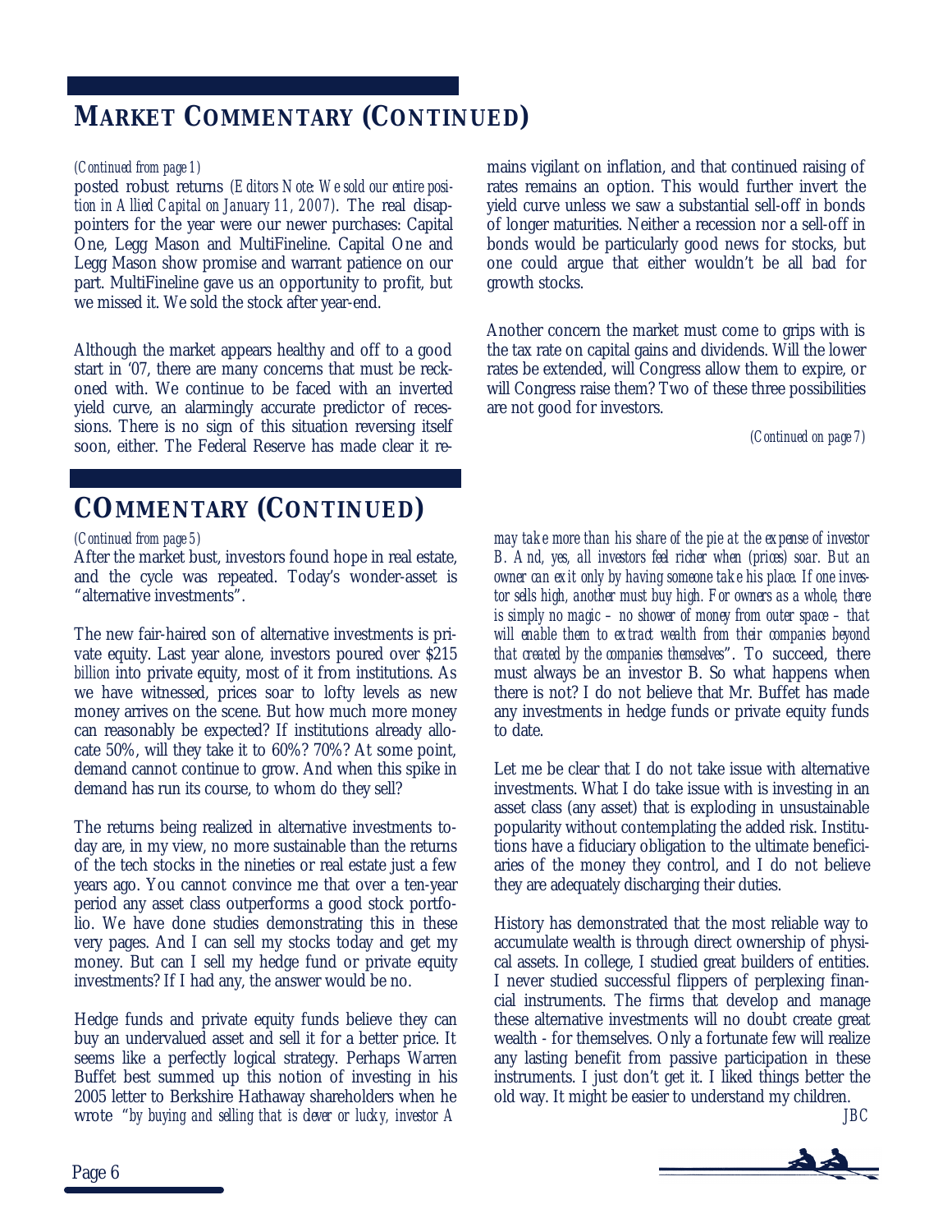## MARKET COMMENTARY (CONTINUED)

*(Continued from page 1)*

posted robust returns *(Editors Note: We sold our entire position in Allied Capital on January 11, 2007)*. The real disappointers for the year were our newer purchases: Capital One, Legg Mason and MultiFineline. Capital One and Legg Mason show promise and warrant patience on our part. MultiFineline gave us an opportunity to profit, but we missed it. We sold the stock after year-end.

Although the market appears healthy and off to a good start in '07, there are many concerns that must be reckoned with. We continue to be faced with an inverted yield curve, an alarmingly accurate predictor of recessions. There is no sign of this situation reversing itself soon, either. The Federal Reserve has made clear it remains vigilant on inflation, and that continued raising of rates remains an option. This would further invert the yield curve unless we saw a substantial sell-off in bonds of longer maturities. Neither a recession nor a sell-off in bonds would be particularly good news for stocks, but one could argue that either wouldn't be all bad for growth stocks.

Another concern the market must come to grips with is the tax rate on capital gains and dividends. Will the lower rates be extended, will Congress allow them to expire, or will Congress raise them? Two of these three possibilities are not good for investors.

*(Continued on page 7)*

## COMMENTARY (CONTINUED)

*(Continued from page 5)*

After the market bust, investors found hope in real estate, and the cycle was repeated. Today's wonder-asset is "alternative investments".

The new fair-haired son of alternative investments is private equity. Last year alone, investors poured over $215 *billion* into private equity, most of it from institutions. As we have witnessed, prices soar to lofty levels as new money arrives on the scene. But how much more money can reasonably be expected? If institutions already allocate 50%, will they take it to 60%? 70%? At some point, demand cannot continue to grow. And when this spike in demand has run its course, to whom do they sell?

The returns being realized in alternative investments today are, in my view, no more sustainable than the returns of the tech stocks in the nineties or real estate just a few years ago. You cannot convince me that over a ten-year period any asset class outperforms a good stock portfolio. We have done studies demonstrating this in these very pages. And I can sell my stocks today and get my money. But can I sell my hedge fund or private equity investments? If I had any, the answer would be no.

Hedge funds and private equity funds believe they can buy an undervalued asset and sell it for a better price. It seems like a perfectly logical strategy. Perhaps Warren Buffet best summed up this notion of investing in his 2005 letter to Berkshire Hathaway shareholders when he wrote "*by buying and selling that is clever or lucky, investor A may take more than his share of the pie at the expense of investor B. And, yes, all investors feel richer when (prices) soar. But an owner can exit only by having someone take his place. If one investor sells high, another must buy high. For owners as a whole, there is simply no magic – no shower of money from outer space – that will enable them to extract wealth from their companies beyond that created by the companies themselves*". To succeed, there must always be an investor B. So what happens when there is not? I do not believe that Mr. Buffet has made any investments in hedge funds or private equity funds to date.

Let me be clear that I do not take issue with alternative investments. What I do take issue with is investing in an asset class (any asset) that is exploding in unsustainable popularity without contemplating the added risk. Institutions have a fiduciary obligation to the ultimate beneficiaries of the money they control, and I do not believe they are adequately discharging their duties.

History has demonstrated that the most reliable way to accumulate wealth is through direct ownership of physical assets. In college, I studied great builders of entities. I never studied successful flippers of perplexing financial instruments. The firms that develop and manage these alternative investments will no doubt create great wealth - for themselves. Only a fortunate few will realize any lasting benefit from passive participation in these instruments. I just don't get it. I liked things better the old way. It might be easier to understand my children.

*JBC*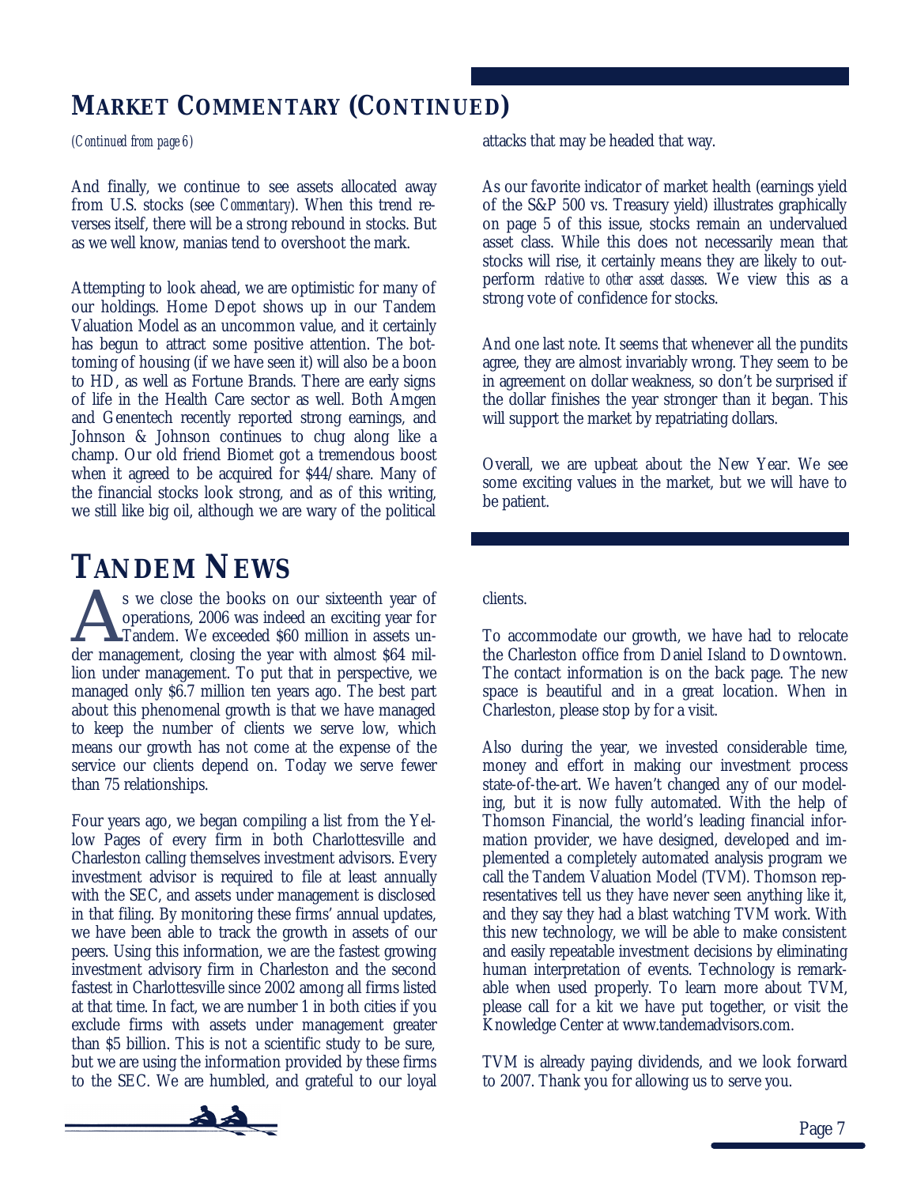## MARKET COMMENTARY (CONTINUED)

*(Continued from page 6)*

And finally, we continue to see assets allocated away from U.S. stocks (see *Commentary*). When this trend reverses itself, there will be a strong rebound in stocks. But as we well know, manias tend to overshoot the mark.

Attempting to look ahead, we are optimistic for many of our holdings. Home Depot shows up in our Tandem Valuation Model as an uncommon value, and it certainly has begun to attract some positive attention. The bottoming of housing (if we have seen it) will also be a boon to HD, as well as Fortune Brands. There are early signs of life in the Health Care sector as well. Both Amgen and Genentech recently reported strong earnings, and Johnson & Johnson continues to chug along like a champ. Our old friend Biomet got a tremendous boost when it agreed to be acquired for $44/share. Many of the financial stocks look strong, and as of this writing, we still like big oil, although we are wary of the political attacks that may be headed that way.

As our favorite indicator of market health (earnings yield of the S&P 500 vs. Treasury yield) illustrates graphically on page 5 of this issue, stocks remain an undervalued asset class. While this does not necessarily mean that stocks will rise, it certainly means they are likely to outperform *relative to other asset classes*. We view this as a strong vote of confidence for stocks.

And one last note. It seems that whenever all the pundits agree, they are almost invariably wrong. They seem to be in agreement on dollar weakness, so don't be surprised if the dollar finishes the year stronger than it began. This will support the market by repatriating dollars.

Overall, we are upbeat about the New Year. We see some exciting values in the market, but we will have to be patient.

# TANDEM NEWS

As we close the books on our sixteenth year of operations, 2006 was indeed an exciting year for Tandem. We exceeded $60 million in assets under management, closing the year with almost $64 million under management. To put that in perspective, we managed only $6.7 million ten years ago. The best part about this phenomenal growth is that we have managed to keep the number of clients we serve low, which means our growth has not come at the expense of the service our clients depend on. Today we serve fewer than 75 relationships.

Four years ago, we began compiling a list from the Yellow Pages of every firm in both Charlottesville and Charleston calling themselves investment advisors. Every investment advisor is required to file at least annually with the SEC, and assets under management is disclosed in that filing. By monitoring these firms' annual updates, we have been able to track the growth in assets of our peers. Using this information, we are the fastest growing investment advisory firm in Charleston and the second fastest in Charlottesville since 2002 among all firms listed at that time. In fact, we are number 1 in both cities if you exclude firms with assets under management greater than $5 billion. This is not a scientific study to be sure, but we are using the information provided by these firms to the SEC. We are humbled, and grateful to our loyal clients.

To accommodate our growth, we have had to relocate the Charleston office from Daniel Island to Downtown. The contact information is on the back page. The new space is beautiful and in a great location. When in Charleston, please stop by for a visit.

Also during the year, we invested considerable time, money and effort in making our investment process state-of-the-art. We haven't changed any of our modeling, but it is now fully automated. With the help of Thomson Financial, the world's leading financial information provider, we have designed, developed and implemented a completely automated analysis program we call the Tandem Valuation Model (TVM). Thomson representatives tell us they have never seen anything like it, and they say they had a blast watching TVM work. With this new technology, we will be able to make consistent and easily repeatable investment decisions by eliminating human interpretation of events. Technology is remarkable when used properly. To learn more about TVM, please call for a kit we have put together, or visit the Knowledge Center at www.tandemadvisors.com.

TVM is already paying dividends, and we look forward to 2007. Thank you for allowing us to serve you.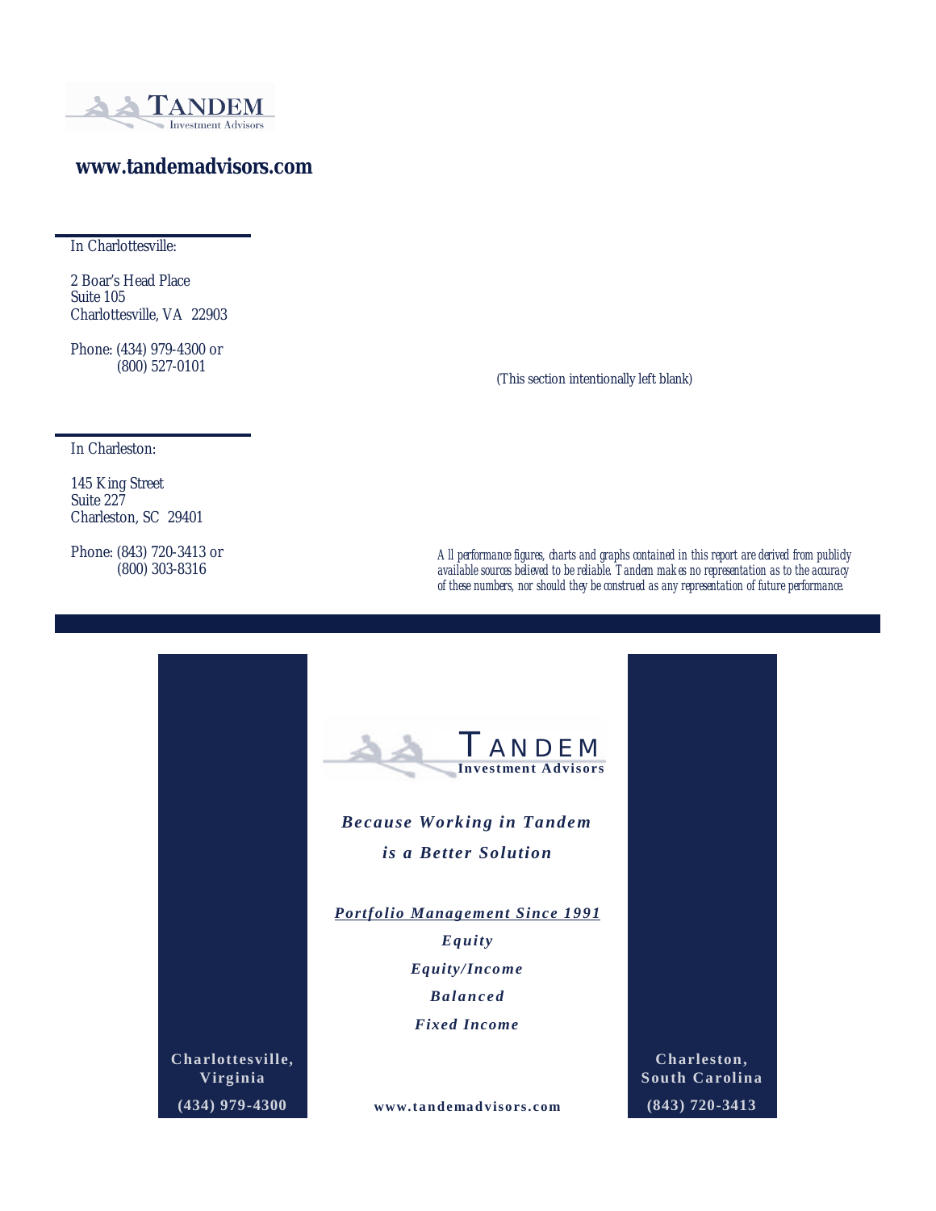**TANDEM** Investment Advisors

**www.tandemadvisors.com**

In Charlottesville:

2 Boar's Head Place
Suite 105
Charlottesville, VA 22903

Phone: (434) 979-4300 or
(800) 527-0101

In Charleston:

145 King Street
Suite 227
Charleston, SC 29401

Phone: (843) 720-3413 or
(800) 303-8316

(This section intentionally left blank)

*All performance figures, charts and graphs contained in this report are derived from publicly available sources believed to be reliable. Tandem makes no representation as to the accuracy of these numbers, nor should they be construed as any representation of future performance.*

---

TANDEM
**Investment Advisors**

***Because Working in Tandem is a Better Solution***

***Portfolio Management Since 1991***

***Equity***

***Equity/Income***

***Balanced***

***Fixed Income***

**Charlottesville, Virginia**
**(434) 979-4300**

**www.tandemadvisors.com**

**Charleston, South Carolina**
**(843) 720-3413**